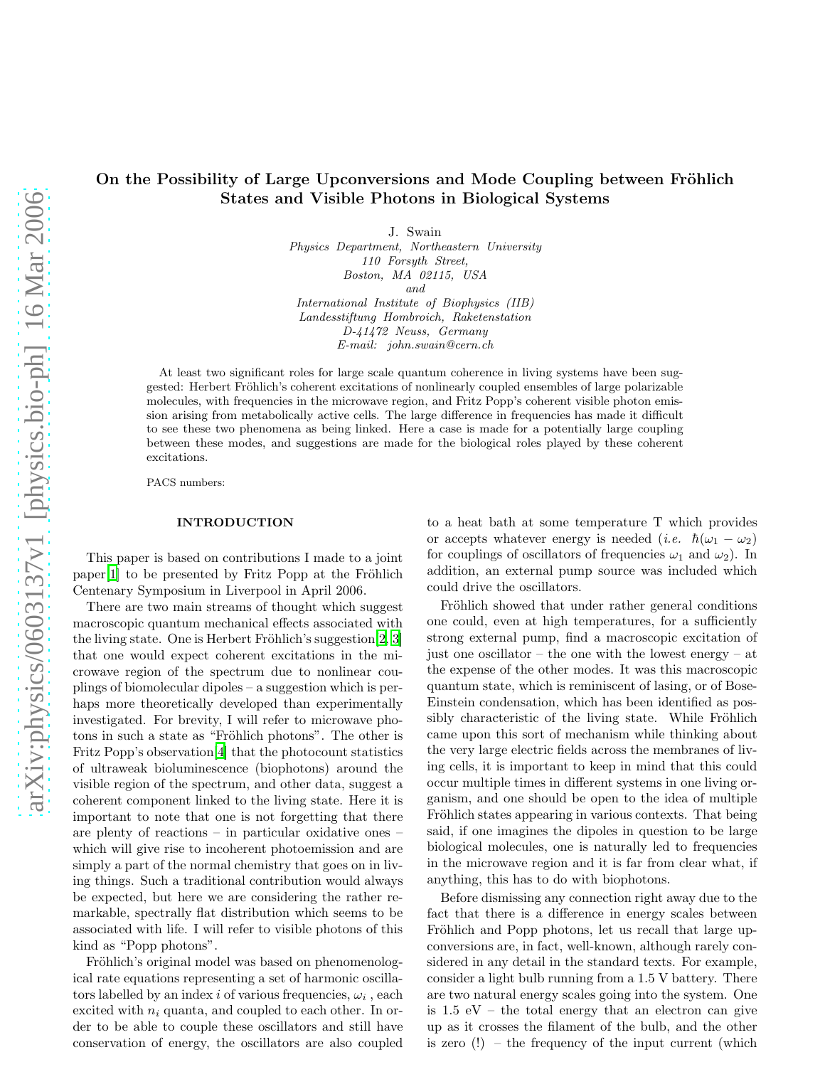# On the Possibility of Large Upconversions and Mode Coupling between Fröhlich States and Visible Photons in Biological Systems

J. Swain

*Physics Department, Northeastern University*
*110 Forsyth Street,*
*Boston, MA 02115, USA*
*and*
*International Institute of Biophysics (IIB)*
*Landesstiftung Hombroich, Raketenstation*
*D-41472 Neuss, Germany*
*E-mail: john.swain@cern.ch*

At least two significant roles for large scale quantum coherence in living systems have been suggested: Herbert Fröhlich's coherent excitations of nonlinearly coupled ensembles of large polarizable molecules, with frequencies in the microwave region, and Fritz Popp's coherent visible photon emission arising from metabolically active cells. The large difference in frequencies has made it difficult to see these two phenomena as being linked. Here a case is made for a potentially large coupling between these modes, and suggestions are made for the biological roles played by these coherent excitations.

PACS numbers:

## INTRODUCTION

This paper is based on contributions I made to a joint paper[1] to be presented by Fritz Popp at the Fröhlich Centenary Symposium in Liverpool in April 2006.

There are two main streams of thought which suggest macroscopic quantum mechanical effects associated with the living state. One is Herbert Fröhlich's suggestion[2, 3] that one would expect coherent excitations in the microwave region of the spectrum due to nonlinear couplings of biomolecular dipoles – a suggestion which is perhaps more theoretically developed than experimentally investigated. For brevity, I will refer to microwave photons in such a state as "Fröhlich photons". The other is Fritz Popp's observation[4] that the photocount statistics of ultraweak bioluminescence (biophotons) around the visible region of the spectrum, and other data, suggest a coherent component linked to the living state. Here it is important to note that one is not forgetting that there are plenty of reactions – in particular oxidative ones – which will give rise to incoherent photoemission and are simply a part of the normal chemistry that goes on in living things. Such a traditional contribution would always be expected, but here we are considering the rather remarkable, spectrally flat distribution which seems to be associated with life. I will refer to visible photons of this kind as "Popp photons".

Fröhlich's original model was based on phenomenological rate equations representing a set of harmonic oscillators labelled by an index $i$ of various frequencies, $\omega_i$, each excited with $n_i$ quanta, and coupled to each other. In order to be able to couple these oscillators and still have conservation of energy, the oscillators are also coupled to a heat bath at some temperature T which provides or accepts whatever energy is needed (*i.e.* $\hbar(\omega_1 - \omega_2)$ for couplings of oscillators of frequencies $\omega_1$ and $\omega_2$). In addition, an external pump source was included which could drive the oscillators.

Fröhlich showed that under rather general conditions one could, even at high temperatures, for a sufficiently strong external pump, find a macroscopic excitation of just one oscillator – the one with the lowest energy – at the expense of the other modes. It was this macroscopic quantum state, which is reminiscent of lasing, or of Bose-Einstein condensation, which has been identified as possibly characteristic of the living state. While Fröhlich came upon this sort of mechanism while thinking about the very large electric fields across the membranes of living cells, it is important to keep in mind that this could occur multiple times in different systems in one living organism, and one should be open to the idea of multiple Fröhlich states appearing in various contexts. That being said, if one imagines the dipoles in question to be large biological molecules, one is naturally led to frequencies in the microwave region and it is far from clear what, if anything, this has to do with biophotons.

Before dismissing any connection right away due to the fact that there is a difference in energy scales between Fröhlich and Popp photons, let us recall that large upconversions are, in fact, well-known, although rarely considered in any detail in the standard texts. For example, consider a light bulb running from a 1.5 V battery. There are two natural energy scales going into the system. One is 1.5 eV – the total energy that an electron can give up as it crosses the filament of the bulb, and the other is zero (!) – the frequency of the input current (which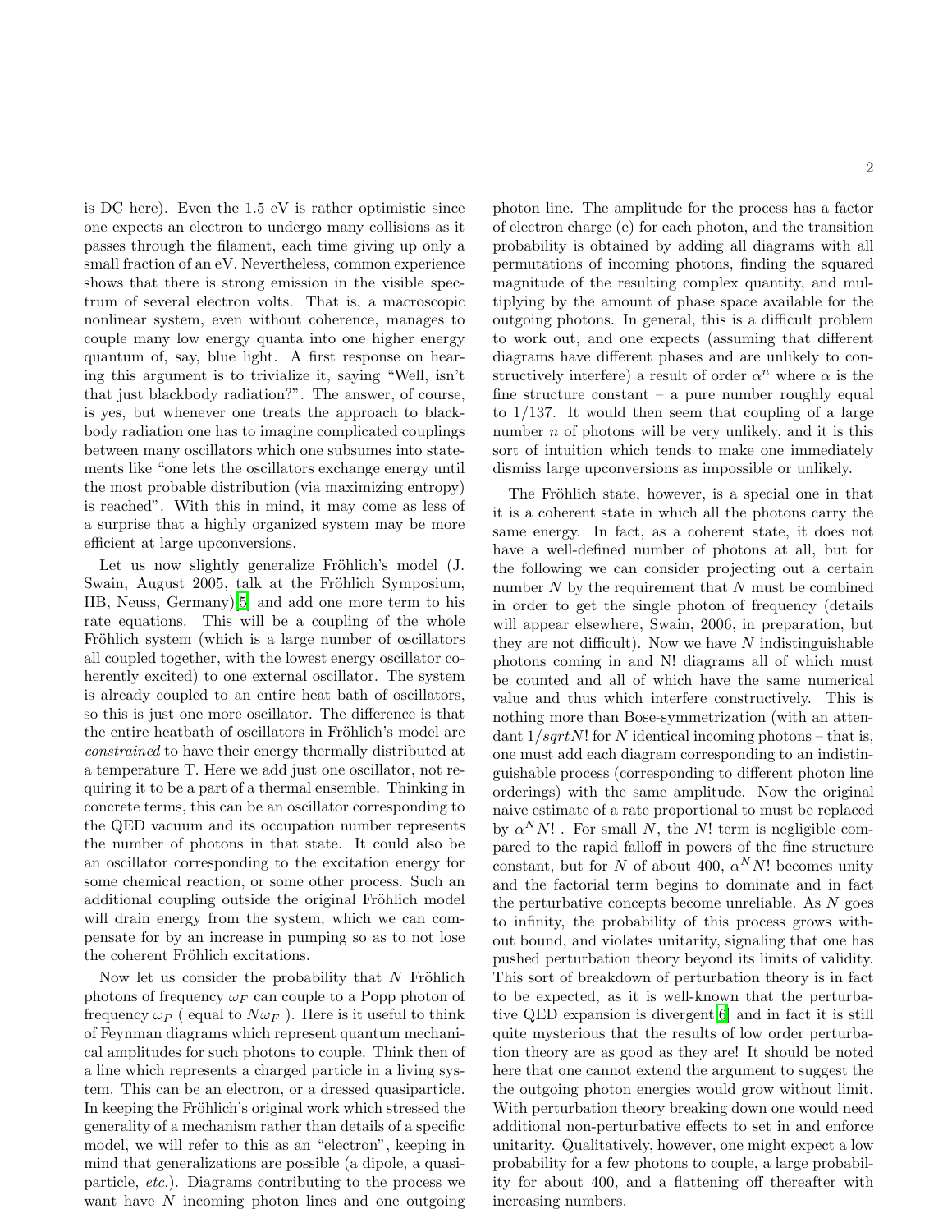is DC here). Even the 1.5 eV is rather optimistic since one expects an electron to undergo many collisions as it passes through the filament, each time giving up only a small fraction of an eV. Nevertheless, common experience shows that there is strong emission in the visible spectrum of several electron volts. That is, a macroscopic nonlinear system, even without coherence, manages to couple many low energy quanta into one higher energy quantum of, say, blue light. A first response on hearing this argument is to trivialize it, saying "Well, isn't that just blackbody radiation?". The answer, of course, is yes, but whenever one treats the approach to blackbody radiation one has to imagine complicated couplings between many oscillators which one subsumes into statements like "one lets the oscillators exchange energy until the most probable distribution (via maximizing entropy) is reached". With this in mind, it may come as less of a surprise that a highly organized system may be more efficient at large upconversions.

Let us now slightly generalize Fröhlich's model (J. Swain, August 2005, talk at the Fröhlich Symposium, IIB, Neuss, Germany)[5] and add one more term to his rate equations. This will be a coupling of the whole Fröhlich system (which is a large number of oscillators all coupled together, with the lowest energy oscillator coherently excited) to one external oscillator. The system is already coupled to an entire heat bath of oscillators, so this is just one more oscillator. The difference is that the entire heatbath of oscillators in Fröhlich's model are *constrained* to have their energy thermally distributed at a temperature T. Here we add just one oscillator, not requiring it to be a part of a thermal ensemble. Thinking in concrete terms, this can be an oscillator corresponding to the QED vacuum and its occupation number represents the number of photons in that state. It could also be an oscillator corresponding to the excitation energy for some chemical reaction, or some other process. Such an additional coupling outside the original Fröhlich model will drain energy from the system, which we can compensate for by an increase in pumping so as to not lose the coherent Fröhlich excitations.

Now let us consider the probability that $N$ Fröhlich photons of frequency $\omega_F$ can couple to a Popp photon of frequency $\omega_P$ ( equal to $N\omega_F$ ). Here is it useful to think of Feynman diagrams which represent quantum mechanical amplitudes for such photons to couple. Think then of a line which represents a charged particle in a living system. This can be an electron, or a dressed quasiparticle. In keeping the Fröhlich's original work which stressed the generality of a mechanism rather than details of a specific model, we will refer to this as an "electron", keeping in mind that generalizations are possible (a dipole, a quasiparticle, *etc.*). Diagrams contributing to the process we want have $N$ incoming photon lines and one outgoing photon line. The amplitude for the process has a factor of electron charge (e) for each photon, and the transition probability is obtained by adding all diagrams with all permutations of incoming photons, finding the squared magnitude of the resulting complex quantity, and multiplying by the amount of phase space available for the outgoing photons. In general, this is a difficult problem to work out, and one expects (assuming that different diagrams have different phases and are unlikely to constructively interfere) a result of order $\alpha^n$ where $\alpha$ is the fine structure constant – a pure number roughly equal to 1/137. It would then seem that coupling of a large number $n$ of photons will be very unlikely, and it is this sort of intuition which tends to make one immediately dismiss large upconversions as impossible or unlikely.

The Fröhlich state, however, is a special one in that it is a coherent state in which all the photons carry the same energy. In fact, as a coherent state, it does not have a well-defined number of photons at all, but for the following we can consider projecting out a certain number $N$ by the requirement that $N$ must be combined in order to get the single photon of frequency (details will appear elsewhere, Swain, 2006, in preparation, but they are not difficult). Now we have $N$ indistinguishable photons coming in and N! diagrams all of which must be counted and all of which have the same numerical value and thus which interfere constructively. This is nothing more than Bose-symmetrization (with an attendant $1/sqrtN!$ for $N$ identical incoming photons – that is, one must add each diagram corresponding to an indistinguishable process (corresponding to different photon line orderings) with the same amplitude. Now the original naive estimate of a rate proportional to must be replaced by $\alpha^N N!$ . For small $N$, the $N!$ term is negligible compared to the rapid falloff in powers of the fine structure constant, but for $N$ of about 400, $\alpha^N N!$ becomes unity and the factorial term begins to dominate and in fact the perturbative concepts become unreliable. As $N$ goes to infinity, the probability of this process grows without bound, and violates unitarity, signaling that one has pushed perturbation theory beyond its limits of validity. This sort of breakdown of perturbation theory is in fact to be expected, as it is well-known that the perturbative QED expansion is divergent[6] and in fact it is still quite mysterious that the results of low order perturbation theory are as good as they are! It should be noted here that one cannot extend the argument to suggest the the outgoing photon energies would grow without limit. With perturbation theory breaking down one would need additional non-perturbative effects to set in and enforce unitarity. Qualitatively, however, one might expect a low probability for a few photons to couple, a large probability for about 400, and a flattening off thereafter with increasing numbers.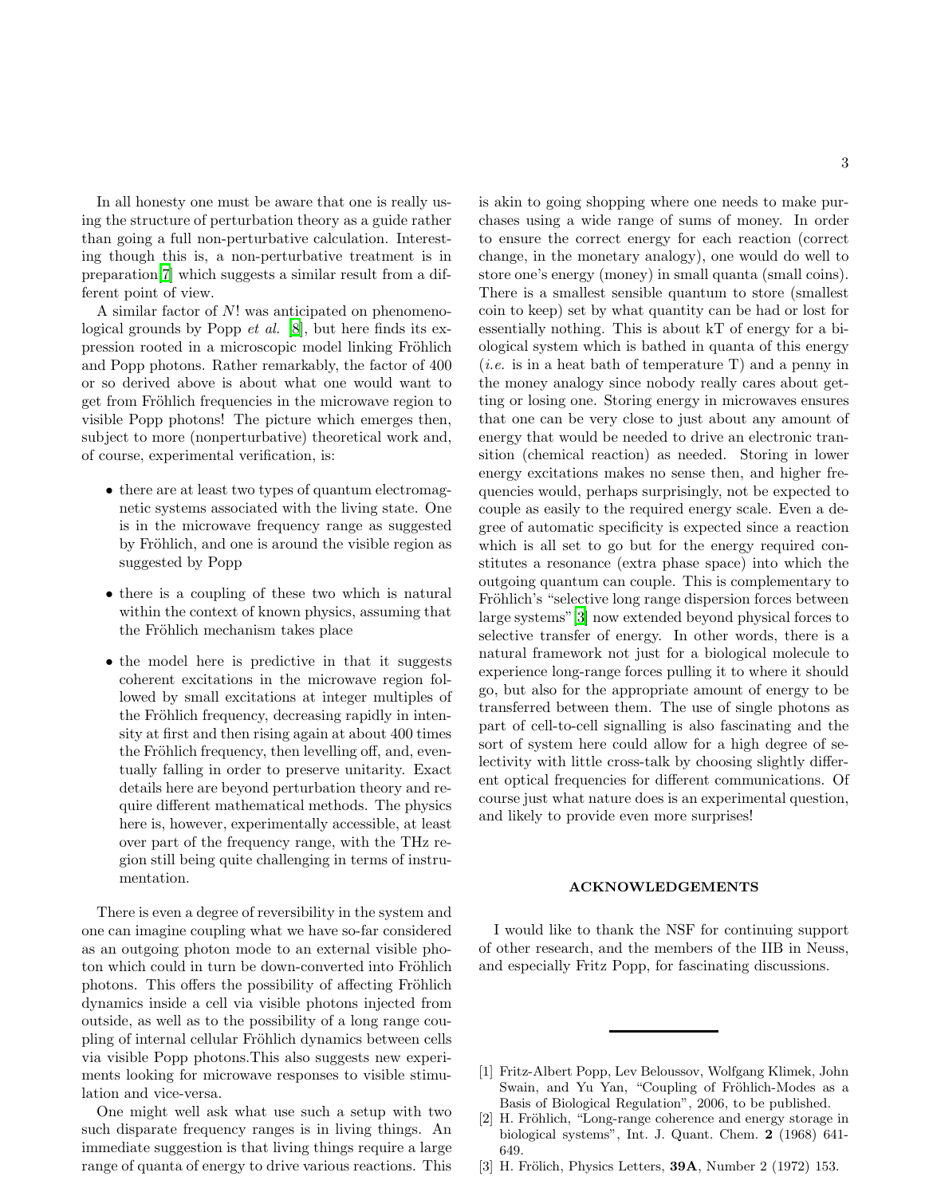In all honesty one must be aware that one is really using the structure of perturbation theory as a guide rather than going a full non-perturbative calculation. Interesting though this is, a non-perturbative treatment is in preparation[7] which suggests a similar result from a different point of view.

A similar factor of $N!$ was anticipated on phenomenological grounds by Popp *et al.* [8], but here finds its expression rooted in a microscopic model linking Fröhlich and Popp photons. Rather remarkably, the factor of 400 or so derived above is about what one would want to get from Fröhlich frequencies in the microwave region to visible Popp photons! The picture which emerges then, subject to more (nonperturbative) theoretical work and, of course, experimental verification, is:

- there are at least two types of quantum electromagnetic systems associated with the living state. One is in the microwave frequency range as suggested by Fröhlich, and one is around the visible region as suggested by Popp
- there is a coupling of these two which is natural within the context of known physics, assuming that the Fröhlich mechanism takes place
- the model here is predictive in that it suggests coherent excitations in the microwave region followed by small excitations at integer multiples of the Fröhlich frequency, decreasing rapidly in intensity at first and then rising again at about 400 times the Fröhlich frequency, then levelling off, and, eventually falling in order to preserve unitarity. Exact details here are beyond perturbation theory and require different mathematical methods. The physics here is, however, experimentally accessible, at least over part of the frequency range, with the THz region still being quite challenging in terms of instrumentation.

There is even a degree of reversibility in the system and one can imagine coupling what we have so-far considered as an outgoing photon mode to an external visible photon which could in turn be down-converted into Fröhlich photons. This offers the possibility of affecting Fröhlich dynamics inside a cell via visible photons injected from outside, as well as to the possibility of a long range coupling of internal cellular Fröhlich dynamics between cells via visible Popp photons.This also suggests new experiments looking for microwave responses to visible stimulation and vice-versa.

One might well ask what use such a setup with two such disparate frequency ranges is in living things. An immediate suggestion is that living things require a large range of quanta of energy to drive various reactions. This is akin to going shopping where one needs to make purchases using a wide range of sums of money. In order to ensure the correct energy for each reaction (correct change, in the monetary analogy), one would do well to store one's energy (money) in small quanta (small coins). There is a smallest sensible quantum to store (smallest coin to keep) set by what quantity can be had or lost for essentially nothing. This is about kT of energy for a biological system which is bathed in quanta of this energy (*i.e.* is in a heat bath of temperature T) and a penny in the money analogy since nobody really cares about getting or losing one. Storing energy in microwaves ensures that one can be very close to just about any amount of energy that would be needed to drive an electronic transition (chemical reaction) as needed. Storing in lower energy excitations makes no sense then, and higher frequencies would, perhaps surprisingly, not be expected to couple as easily to the required energy scale. Even a degree of automatic specificity is expected since a reaction which is all set to go but for the energy required constitutes a resonance (extra phase space) into which the outgoing quantum can couple. This is complementary to Fröhlich's "selective long range dispersion forces between large systems" [3] now extended beyond physical forces to selective transfer of energy. In other words, there is a natural framework not just for a biological molecule to experience long-range forces pulling it to where it should go, but also for the appropriate amount of energy to be transferred between them. The use of single photons as part of cell-to-cell signalling is also fascinating and the sort of system here could allow for a high degree of selectivity with little cross-talk by choosing slightly different optical frequencies for different communications. Of course just what nature does is an experimental question, and likely to provide even more surprises!

## ACKNOWLEDGEMENTS

I would like to thank the NSF for continuing support of other research, and the members of the IIB in Neuss, and especially Fritz Popp, for fascinating discussions.

---

[1] Fritz-Albert Popp, Lev Beloussov, Wolfgang Klimek, John Swain, and Yu Yan, "Coupling of Fröhlich-Modes as a Basis of Biological Regulation", 2006, to be published.

[2] H. Fröhlich, "Long-range coherence and energy storage in biological systems", Int. J. Quant. Chem. **2** (1968) 641-649.

[3] H. Frölich, Physics Letters, **39A**, Number 2 (1972) 153.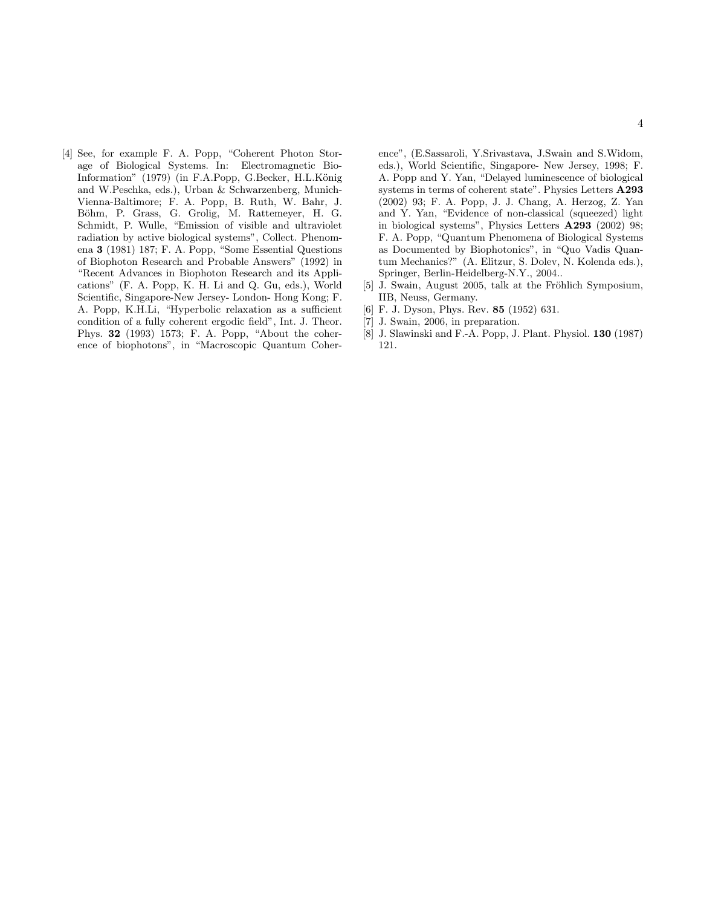[4] See, for example F. A. Popp, "Coherent Photon Storage of Biological Systems. In: Electromagnetic Bio-Information" (1979) (in F.A.Popp, G.Becker, H.L.König and W.Peschka, eds.), Urban & Schwarzenberg, Munich-Vienna-Baltimore; F. A. Popp, B. Ruth, W. Bahr, J. Böhm, P. Grass, G. Grolig, M. Rattemeyer, H. G. Schmidt, P. Wulle, "Emission of visible and ultraviolet radiation by active biological systems", Collect. Phenomena **3** (1981) 187; F. A. Popp, "Some Essential Questions of Biophoton Research and Probable Answers" (1992) in "Recent Advances in Biophoton Research and its Applications" (F. A. Popp, K. H. Li and Q. Gu, eds.), World Scientific, Singapore-New Jersey- London- Hong Kong; F. A. Popp, K.H.Li, "Hyperbolic relaxation as a sufficient condition of a fully coherent ergodic field", Int. J. Theor. Phys. **32** (1993) 1573; F. A. Popp, "About the coherence of biophotons", in "Macroscopic Quantum Coherence", (E.Sassaroli, Y.Srivastava, J.Swain and S.Widom, eds.), World Scientific, Singapore- New Jersey, 1998; F. A. Popp and Y. Yan, "Delayed luminescence of biological systems in terms of coherent state". Physics Letters **A293** (2002) 93; F. A. Popp, J. J. Chang, A. Herzog, Z. Yan and Y. Yan, "Evidence of non-classical (squeezed) light in biological systems", Physics Letters **A293** (2002) 98; F. A. Popp, "Quantum Phenomena of Biological Systems as Documented by Biophotonics", in "Quo Vadis Quantum Mechanics?" (A. Elitzur, S. Dolev, N. Kolenda eds.), Springer, Berlin-Heidelberg-N.Y., 2004..

[5] J. Swain, August 2005, talk at the Fröhlich Symposium, IIB, Neuss, Germany.

[6] F. J. Dyson, Phys. Rev. **85** (1952) 631.

[7] J. Swain, 2006, in preparation.

[8] J. Slawinski and F.-A. Popp, J. Plant. Physiol. **130** (1987) 121.